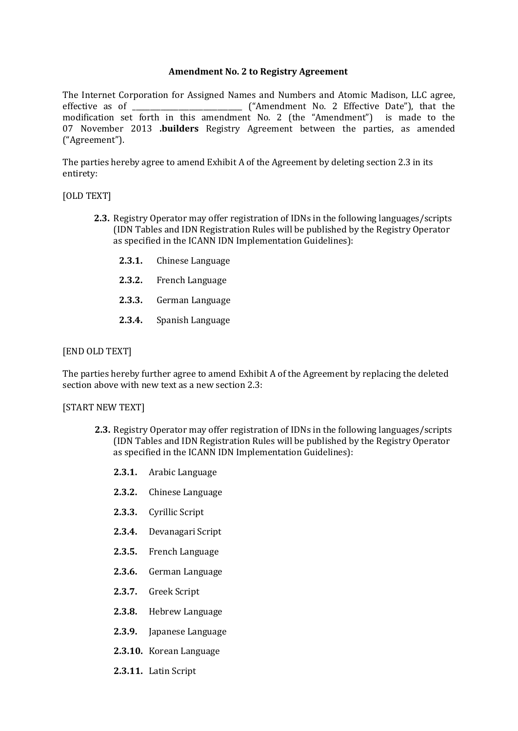**Amendment No. 2 to Registry Agreement**

The Internet Corporation for Assigned Names and Numbers and Atomic Madison, LLC agree, effective as of ______________________________ ("Amendment No. 2 Effective Date"), that the modification set forth in this amendment No. 2 (the "Amendment") is made to the 07 November 2013 **.builders** Registry Agreement between the parties, as amended ("Agreement").

The parties hereby agree to amend Exhibit A of the Agreement by deleting section 2.3 in its entirety:

[OLD TEXT]

> **2.3.** Registry Operator may offer registration of IDNs in the following languages/scripts (IDN Tables and IDN Registration Rules will be published by the Registry Operator as specified in the ICANN IDN Implementation Guidelines):
>
> **2.3.1.** Chinese Language
>
> **2.3.2.** French Language
>
> **2.3.3.** German Language
>
> **2.3.4.** Spanish Language

[END OLD TEXT]

The parties hereby further agree to amend Exhibit A of the Agreement by replacing the deleted section above with new text as a new section 2.3:

[START NEW TEXT]

> **2.3.** Registry Operator may offer registration of IDNs in the following languages/scripts (IDN Tables and IDN Registration Rules will be published by the Registry Operator as specified in the ICANN IDN Implementation Guidelines):
>
> **2.3.1.** Arabic Language
>
> **2.3.2.** Chinese Language
>
> **2.3.3.** Cyrillic Script
>
> **2.3.4.** Devanagari Script
>
> **2.3.5.** French Language
>
> **2.3.6.** German Language
>
> **2.3.7.** Greek Script
>
> **2.3.8.** Hebrew Language
>
> **2.3.9.** Japanese Language
>
> **2.3.10.** Korean Language
>
> **2.3.11.** Latin Script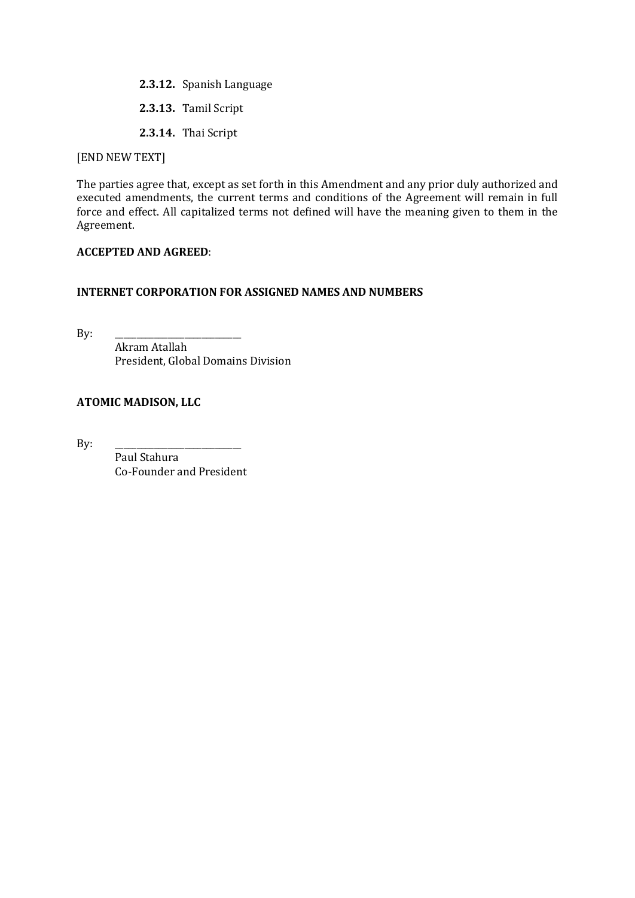**2.3.12.** Spanish Language

**2.3.13.** Tamil Script

**2.3.14.** Thai Script

[END NEW TEXT]

The parties agree that, except as set forth in this Amendment and any prior duly authorized and executed amendments, the current terms and conditions of the Agreement will remain in full force and effect. All capitalized terms not defined will have the meaning given to them in the Agreement.

**ACCEPTED AND AGREED**:

**INTERNET CORPORATION FOR ASSIGNED NAMES AND NUMBERS**

By: ___________________________

Akram Atallah
President, Global Domains Division

**ATOMIC MADISON, LLC**

By: ___________________________

Paul Stahura
Co-Founder and President